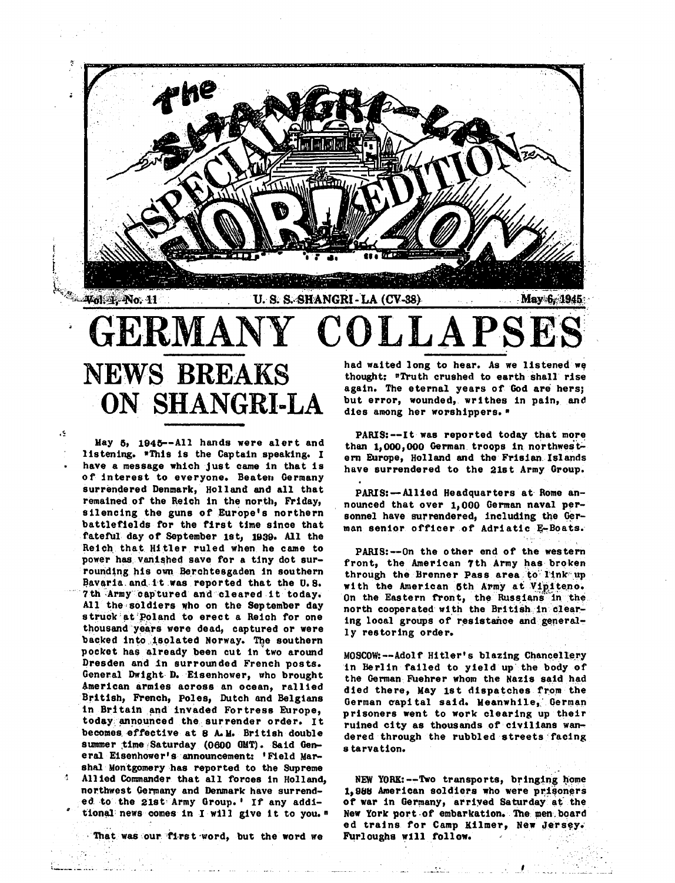# The Shangri-La Horizon — Special Edition

Vol. 1, No. 11 — U. S. S. SHANGRI-LA (CV-38) — May 6, 1945

# GERMANY COLLAPSES

## NEWS BREAKS ON SHANGRI-LA

May 5, 1945--All hands were alert and listening. "This is the Captain speaking. I have a message which just came in that is of interest to everyone. Beaten Germany surrendered Denmark, Holland and all that remained of the Reich in the north, Friday, silencing the guns of Europe's northern battlefields for the first time since that fateful day of September 1st, 1939. All the Reich that Hitler ruled when he came to power has vanished save for a tiny dot surrounding his own Berchtesgaden in southern Bavaria and it was reported that the U.S. 7th Army captured and cleared it today. All the soldiers who on the September day struck at Poland to erect a Reich for one thousand years were dead, captured or were backed into isolated Norway. The southern pocket has already been cut in two around Dresden and in surrounded French posts. General Dwight D. Eisenhower, who brought American armies across an ocean, rallied British, French, Poles, Dutch and Belgians in Britain and invaded Fortress Europe, today announced the surrender order. It becomes effective at 8 A.M. British double summer time Saturday (0600 GMT). Said General Eisenhower's announcement: 'Field Marshal Montgomery has reported to the Supreme Allied Commander that all forces in Holland, northwest Germany and Denmark have surrendered to the 21st Army Group.' If any additional news comes in I will give it to you."

That was our first word, but the word we had waited long to hear. As we listened we thought: "Truth crushed to earth shall rise again. The eternal years of God are hers; but error, wounded, writhes in pain, and dies among her worshippers."

PARIS:--It was reported today that more than 1,000,000 German troops in northwestern Europe, Holland and the Frisian Islands have surrendered to the 21st Army Group.

PARIS:--Allied Headquarters at Rome announced that over 1,000 German naval personnel have surrendered, including the German senior officer of Adriatic E-Boats.

PARIS:--On the other end of the western front, the American 7th Army has broken through the Brenner Pass area to link up with the American 5th Army at Vipiteno. On the Eastern front, the Russians in the north cooperated with the British in clearing local groups of resistance and generally restoring order.

MOSCOW:--Adolf Hitler's blazing Chancellery in Berlin failed to yield up the body of the German Fuehrer whom the Nazis said had died there, May 1st dispatches from the German capital said. Meanwhile, German prisoners went to work clearing up their ruined city as thousands of civilians wandered through the rubbled streets facing starvation.

NEW YORK:--Two transports, bringing home 1,988 American soldiers who were prisoners of war in Germany, arrived Saturday at the New York port of embarkation. The men boarded trains for Camp Kilmer, New Jersey. Furloughs will follow.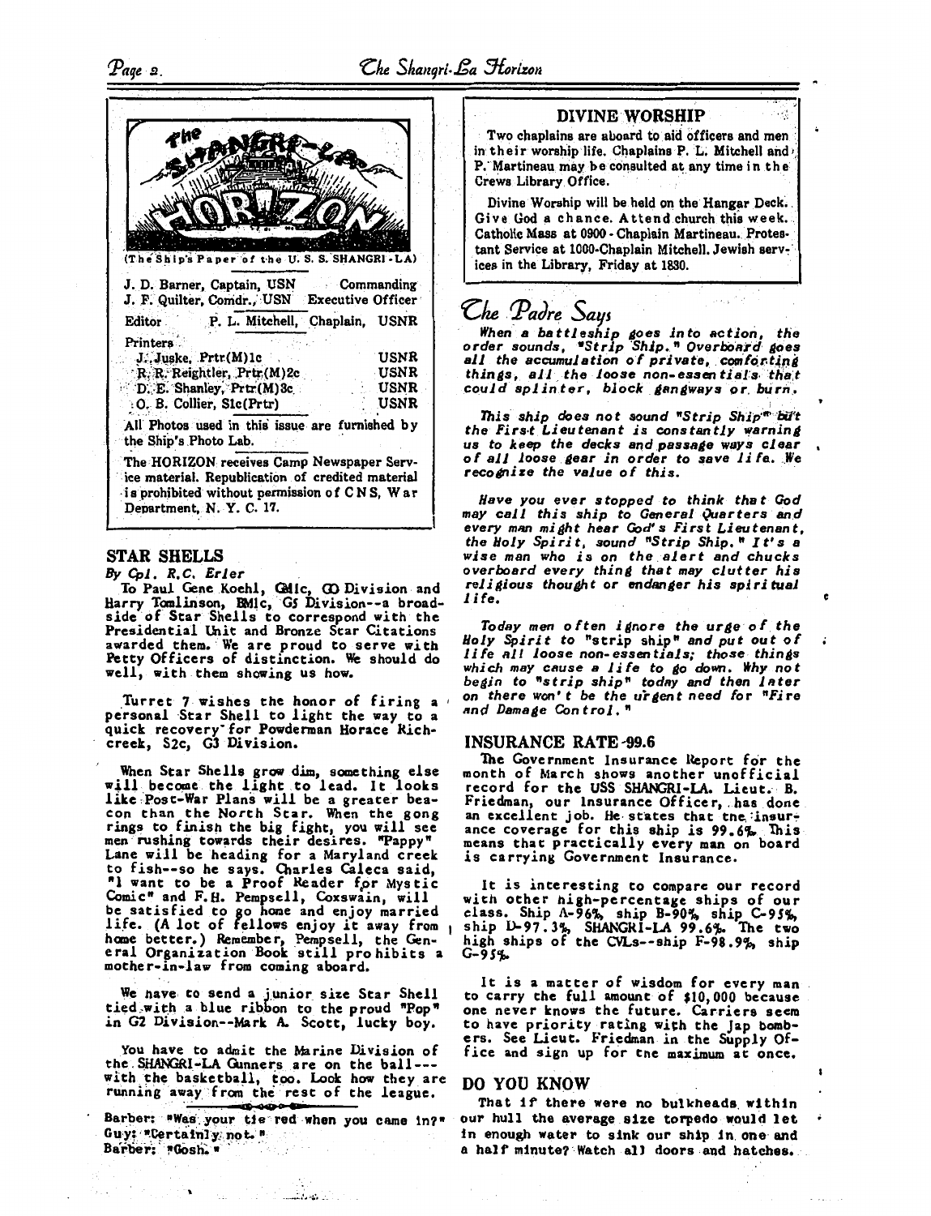(The Ship's Paper of the U. S. S. SHANGRI-LA)

J. D. Barner, Captain, USN — Commanding
J. F. Quilter, Comdr., USN — Executive Officer

Editor — P. L. Mitchell, Chaplain, USNR

Printers

| | |
|---|---|
| J. Juske, Prtr(M)1c | USNR |
| R. R. Reightler, Prtr(M)2c | USNR |
| D. E. Shanley, Prtr(M)3c | USNR |
| O. B. Collier, S1c(Prtr) | USNR |

All Photos used in this issue are furnished by the Ship's Photo Lab.

The HORIZON receives Camp Newspaper Service material. Republication of credited material is prohibited without permission of CNS, War Department, N. Y. C. 17.

## STAR SHELLS

*By Cpl. R.C. Erler*

To Paul Gene Koehl, GMlc, GO Division and Harry Tomlinson, BMlc, G5 Division--a broadside of Star Shells to correspond with the Presidential Unit and Bronze Star Citations awarded them. We are proud to serve with Petty Officers of distinction. We should do well, with them showing us how.

Turret 7 wishes the honor of firing a personal Star Shell to light the way to a quick recovery for Powderman Horace Richcreek, S2c, G3 Division.

When Star Shells grow dim, something else will become the light to lead. It looks like Post-War Plans will be a greater beacon than the North Star. When the gong rings to finish the big fight, you will see men rushing towards their desires. "Pappy" Lane will be heading for a Maryland creek to fish--so he says. Charles Caleca said, "I want to be a Proof Reader for Mystic Comic" and F.H. Pempsell, Coxswain, will be satisfied to go home and enjoy married life. (A lot of fellows enjoy it away from home better.) Remember, Pempsell, the General Organization Book still prohibits a mother-in-law from coming aboard.

We have to send a junior size Star Shell tied with a blue ribbon to the proud "Pop" in G2 Division--Mark A. Scott, lucky boy.

You have to admit the Marine Division of the SHANGRI-LA Gunners are on the ball---with the basketball, too. Look how they are running away from the rest of the league.

Barber: "Was your tie red when you came in?"
Guy: "Certainly not."
Barber: "Gosh."

## DIVINE WORSHIP

Two chaplains are aboard to aid officers and men in their worship life. Chaplains P. L. Mitchell and P. Martineau may be consulted at any time in the Crews Library Office.

Divine Worship will be held on the Hangar Deck. Give God a chance. Attend church this week. Catholic Mass at 0900 - Chaplain Martineau. Protestant Service at 1000-Chaplain Mitchell. Jewish services in the Library, Friday at 1830.

## The Padre Says

*When a battleship goes into action, the order sounds, "Strip Ship." Overboard goes all the accumulation of private, comforting things, all the loose non-essentials that could splinter, block gangways or burn.*

*This ship does not sound "Strip Ship" but the First Lieutenant is constantly warning us to keep the decks and passage ways clear of all loose gear in order to save life. We recognize the value of this.*

*Have you ever stopped to think that God may call this ship to General Quarters and every man might hear God's First Lieutenant, the Holy Spirit, sound "Strip Ship." It's a wise man who is on the alert and chucks overboard every thing that may clutter his religious thought or endanger his spiritual life.*

*Today men often ignore the urge of the Holy Spirit to "strip ship" and put out of life all loose non-essentials; those things which may cause a life to go down. Why not begin to "strip ship" today and then later on there won't be the urgent need for "Fire and Damage Control."*

## INSURANCE RATE-99.6

The Government Insurance Report for the month of March shows another unofficial record for the USS SHANGRI-LA. Lieut. B. Friedman, our Insurance Officer, has done an excellent job. He states that the insurance coverage for this ship is 99.6%. This means that practically every man on board is carrying Government Insurance.

It is interesting to compare our record with other high-percentage ships of our class. Ship A-96%, ship B-90%, ship C-95%, ship D-97.3%, SHANGRI-LA 99.6%. The two high ships of the CVLs--ship F-98.9%, ship G-95%.

It is a matter of wisdom for every man to carry the full amount of $10,000 because one never knows the future. Carriers seem to have priority rating with the Jap bombers. See Lieut. Friedman in the Supply Office and sign up for the maximum at once.

## DO YOU KNOW

That if there were no bulkheads within our hull the average size torpedo would let in enough water to sink our ship in one and a half minute? Watch all doors and hatches.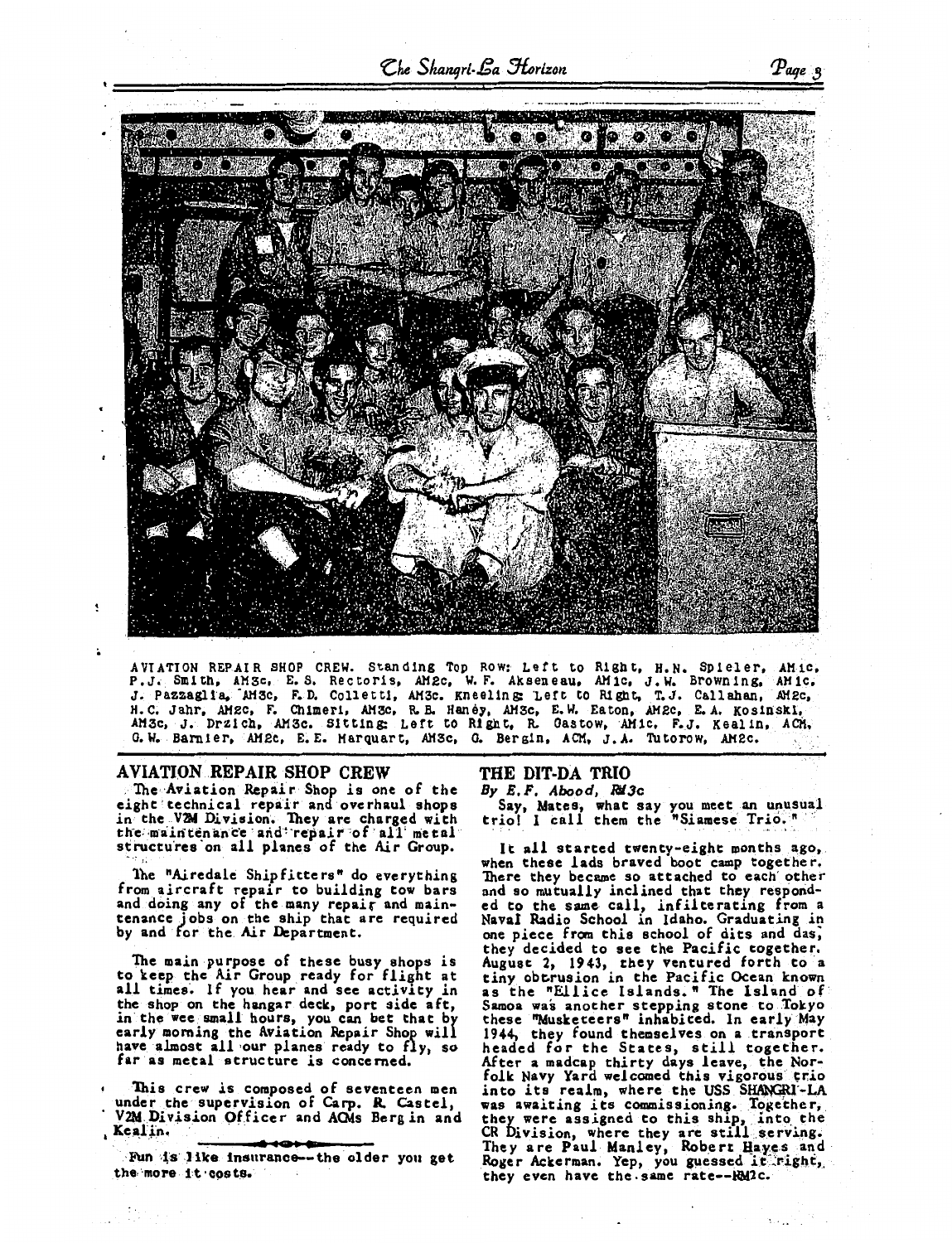AVIATION REPAIR SHOP CREW. Standing Top Row: Left to Right, H.N. Spieler, AM1c, P.J. Smith, AM3c, E.S. Rectoris, AM2c, W.F. Akseneau, AM1c, J.W. Browning, AM1c, J. Pazzaglia, AM3c, F.D. Colletti, AM3c. Kneeling: Left to Right, T.J. Callahan, AM2c, H.C. Jahr, AM2c, F. Chimeri, AM3c, R.B. Haney, AM3c, E.W. Eaton, AM2c, E.A. Kosinski, AM3c, J. Drzich, AM3c. Sitting: Left to Right, R. Gastow, AM1c, F.J. Kealin, ACM, G.W. Barnier, AM2c, E.E. Marquart, AM3c, G. Bergin, ACM, J.A. Tutorow, AM2c.

## AVIATION REPAIR SHOP CREW

The Aviation Repair Shop is one of the eight technical repair and overhaul shops in the V2M Division. They are charged with the maintenance and repair of all metal structures on all planes of the Air Group.

The "Airedale Shipfitters" do everything from aircraft repair to building tow bars and doing any of the many repair and maintenance jobs on the ship that are required by and for the Air Department.

The main purpose of these busy shops is to keep the Air Group ready for flight at all times. If you hear and see activity in the shop on the hangar deck, port side aft, in the wee small hours, you can bet that by early morning the Aviation Repair Shop will have almost all our planes ready to fly, so far as metal structure is concerned.

This crew is composed of seventeen men under the supervision of Carp. R. Castel, V2M Division Officer and ACMs Bergin and Kealin.

Fun is like insurance--the older you get the more it costs.

## THE DIT-DA TRIO

*By E.F. Abood, RM3c*

Say, Mates, what say you meet an unusual trio! I call them the "Siamese Trio."

It all started twenty-eight months ago, when these lads braved boot camp together. There they became so attached to each other and so mutually inclined that they responded to the same call, infiltrating from a Naval Radio School in Idaho. Graduating in one piece from this school of dits and das, they decided to see the Pacific together. August 2, 1943, they ventured forth to a tiny obtrusion in the Pacific Ocean known as the "Ellice Islands." The Island of Samoa was another stepping stone to Tokyo these "Musketeers" inhabited. In early May 1944, they found themselves on a transport headed for the States, still together. After a madcap thirty days leave, the Norfolk Navy Yard welcomed this vigorous trio into its realm, where the USS SHANGRI-LA was awaiting its commissioning. Together, they were assigned to this ship, into the CR Division, where they are still serving. They are Paul Manley, Robert Hayes and Roger Ackerman. Yep, you guessed it right, they even have the same rate--RM2c.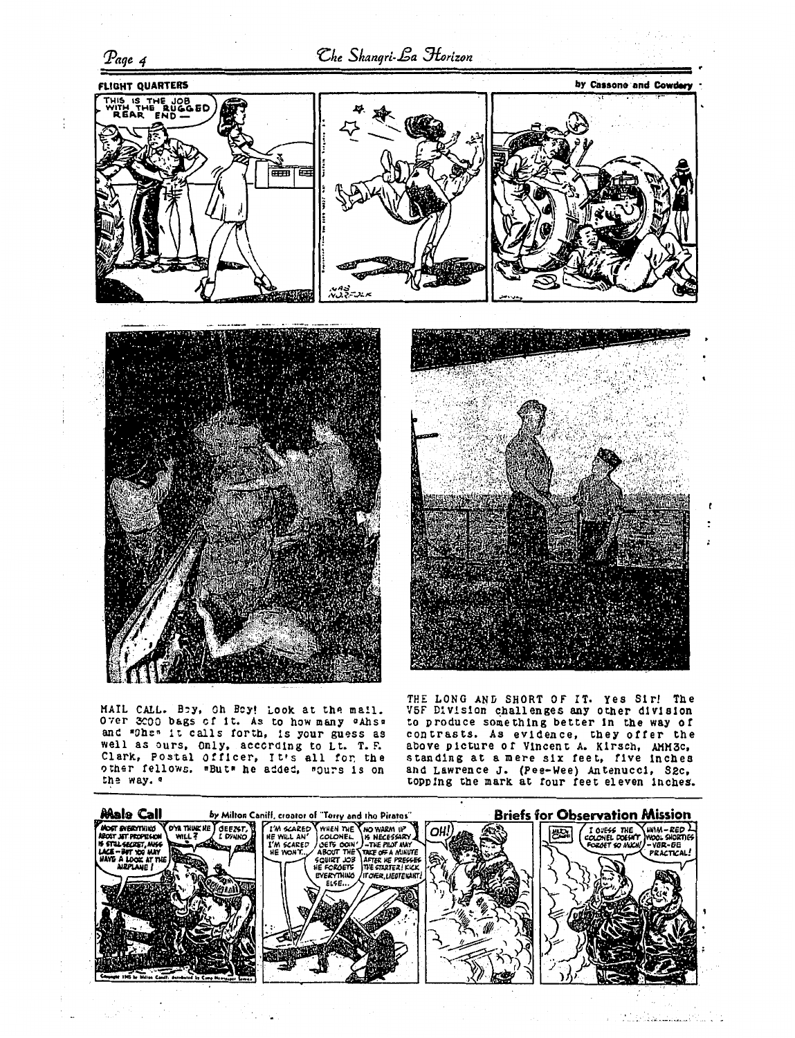## FLIGHT QUARTERS

by Cassone and Cowdery

THIS IS THE JOB WITH THE RUGGED REAR END —

MAIL CALL. Boy, Oh Boy! Look at the mail. Over 3000 bags of it. As to how many "Ahs" and "Ohs" it calls forth, is your guess as well as ours. Only, according to Lt. T. F. Clark, Postal Officer, It's all for the other fellows. "But" he added, "ours is on the way."

THE LONG AND SHORT OF IT. Yes Sir! The V5F Division challenges any other division to produce something better in the way of contrasts. As evidence, they offer the above picture of Vincent A. Kirsch, AMM3c, standing at a mere six feet, five inches and Lawrence J. (Pee-Wee) Antenucci, S2c, topping the mark at four feet eleven inches.

## Male Call

by Milton Caniff, creator of "Terry and the Pirates"

## Briefs for Observation Mission

MOST EVERYTHING ABOUT JET PROPULSION IS STILL SECRET, MISS LACE — BUT YOU MAY HAVE A LOOK AT THE AIRPLANE!

D'YA THINK HE WILL?

GEEZST, I DUNNO

I'M SCARED HE WILL AN' I'M SCARED HE WON'T...

WHEN THE COLONEL GETS GOIN' ABOUT THE SQUIRT JOB HE FORGETS EVERYTHING ELSE...

NO WARM UP IS NECESSARY — THE PILOT MAY TAKE OFF A MINUTE AFTER HE PRESSES THE STARTER! KICK IT OVER, LIEUTENANT!

OH!

I GUESS THE COLONEL DOESN'T FORGET SO MUCH!

MMM — RED WOOL SHORTIES — VER-RR PRACTICAL!

Copyright 1945 by Milton Caniff, distributed by Camp Newspaper Service